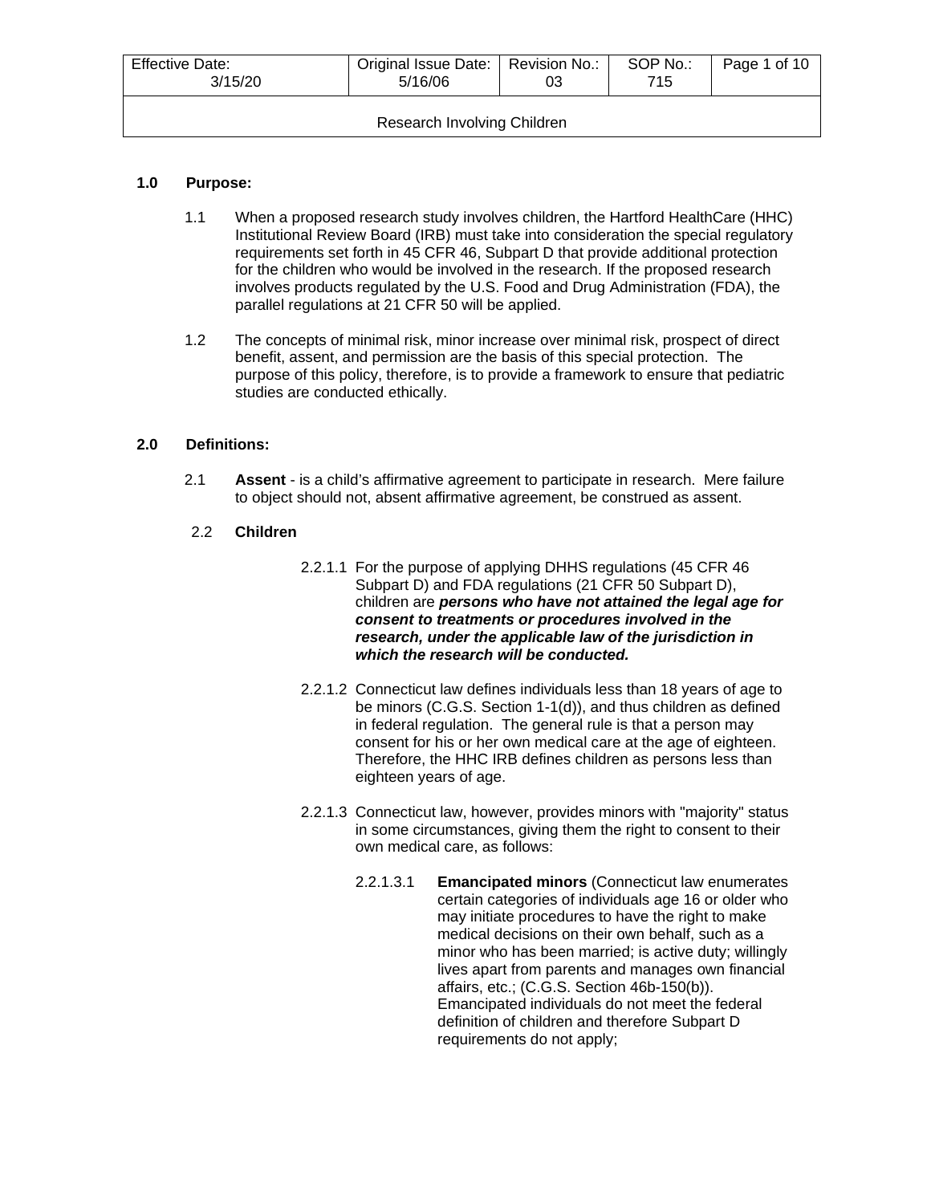| Effective Date: 3/15/20 | Original Issue Date: 5/16/06 | Revision No.: 03 | SOP No.: 715 |
| --- | --- | --- | --- |
| Research Involving Children | | | |

## 1.0 Purpose:

1.1 When a proposed research study involves children, the Hartford HealthCare (HHC) Institutional Review Board (IRB) must take into consideration the special regulatory requirements set forth in 45 CFR 46, Subpart D that provide additional protection for the children who would be involved in the research. If the proposed research involves products regulated by the U.S. Food and Drug Administration (FDA), the parallel regulations at 21 CFR 50 will be applied.

1.2 The concepts of minimal risk, minor increase over minimal risk, prospect of direct benefit, assent, and permission are the basis of this special protection. The purpose of this policy, therefore, is to provide a framework to ensure that pediatric studies are conducted ethically.

## 2.0 Definitions:

2.1 **Assent** - is a child's affirmative agreement to participate in research. Mere failure to object should not, absent affirmative agreement, be construed as assent.

2.2 **Children**

2.2.1.1 For the purpose of applying DHHS regulations (45 CFR 46 Subpart D) and FDA regulations (21 CFR 50 Subpart D), children are ***persons who have not attained the legal age for consent to treatments or procedures involved in the research, under the applicable law of the jurisdiction in which the research will be conducted.***

2.2.1.2 Connecticut law defines individuals less than 18 years of age to be minors (C.G.S. Section 1-1(d)), and thus children as defined in federal regulation. The general rule is that a person may consent for his or her own medical care at the age of eighteen. Therefore, the HHC IRB defines children as persons less than eighteen years of age.

2.2.1.3 Connecticut law, however, provides minors with "majority" status in some circumstances, giving them the right to consent to their own medical care, as follows:

2.2.1.3.1 **Emancipated minors** (Connecticut law enumerates certain categories of individuals age 16 or older who may initiate procedures to have the right to make medical decisions on their own behalf, such as a minor who has been married; is active duty; willingly lives apart from parents and manages own financial affairs, etc.; (C.G.S. Section 46b-150(b)). Emancipated individuals do not meet the federal definition of children and therefore Subpart D requirements do not apply;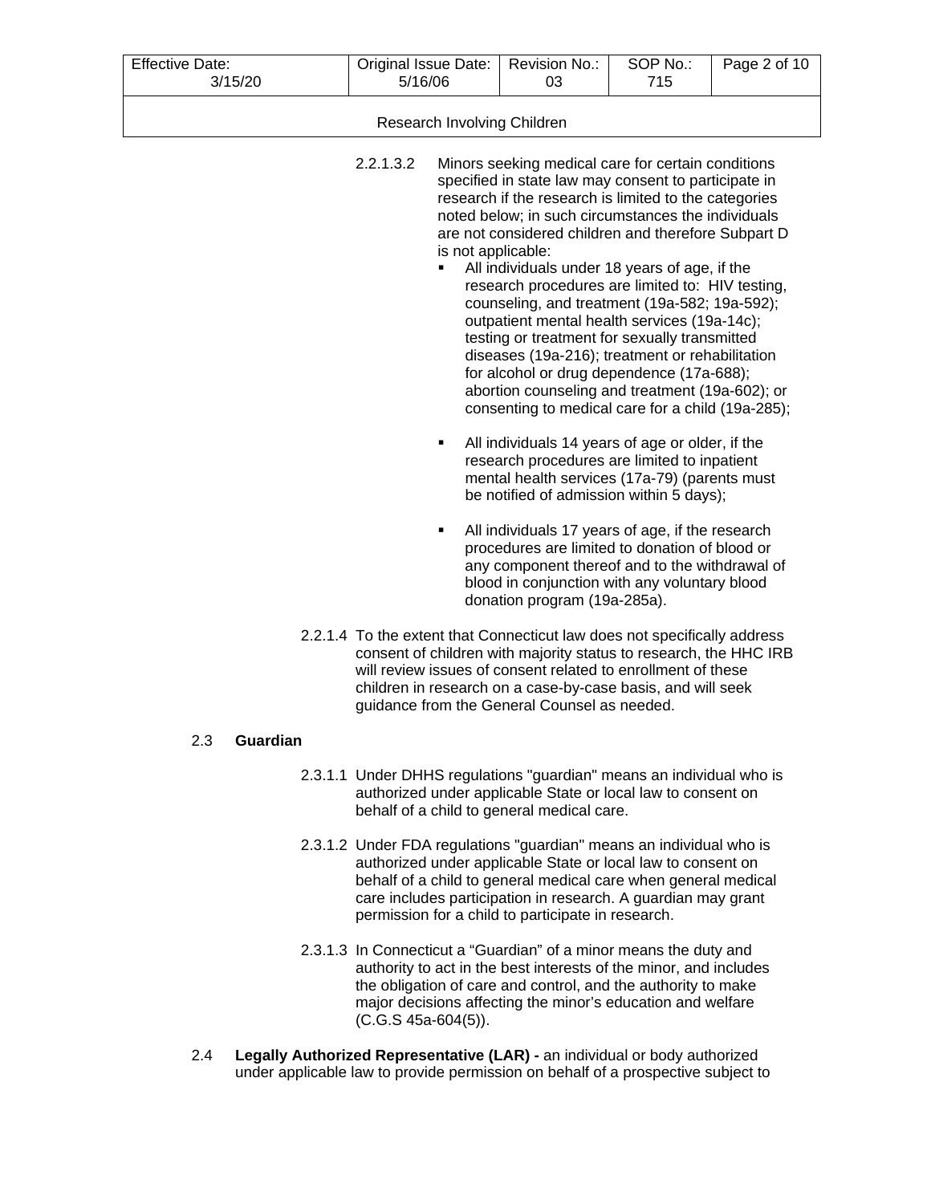2.2.1.3.2 Minors seeking medical care for certain conditions specified in state law may consent to participate in research if the research is limited to the categories noted below; in such circumstances the individuals are not considered children and therefore Subpart D is not applicable:

- All individuals under 18 years of age, if the research procedures are limited to: HIV testing, counseling, and treatment (19a-582; 19a-592); outpatient mental health services (19a-14c); testing or treatment for sexually transmitted diseases (19a-216); treatment or rehabilitation for alcohol or drug dependence (17a-688); abortion counseling and treatment (19a-602); or consenting to medical care for a child (19a-285);

- All individuals 14 years of age or older, if the research procedures are limited to inpatient mental health services (17a-79) (parents must be notified of admission within 5 days);

- All individuals 17 years of age, if the research procedures are limited to donation of blood or any component thereof and to the withdrawal of blood in conjunction with any voluntary blood donation program (19a-285a).

2.2.1.4 To the extent that Connecticut law does not specifically address consent of children with majority status to research, the HHC IRB will review issues of consent related to enrollment of these children in research on a case-by-case basis, and will seek guidance from the General Counsel as needed.

## 2.3 Guardian

2.3.1.1 Under DHHS regulations "guardian" means an individual who is authorized under applicable State or local law to consent on behalf of a child to general medical care.

2.3.1.2 Under FDA regulations "guardian" means an individual who is authorized under applicable State or local law to consent on behalf of a child to general medical care when general medical care includes participation in research. A guardian may grant permission for a child to participate in research.

2.3.1.3 In Connecticut a "Guardian" of a minor means the duty and authority to act in the best interests of the minor, and includes the obligation of care and control, and the authority to make major decisions affecting the minor's education and welfare (C.G.S 45a-604(5)).

2.4 **Legally Authorized Representative (LAR) -** an individual or body authorized under applicable law to provide permission on behalf of a prospective subject to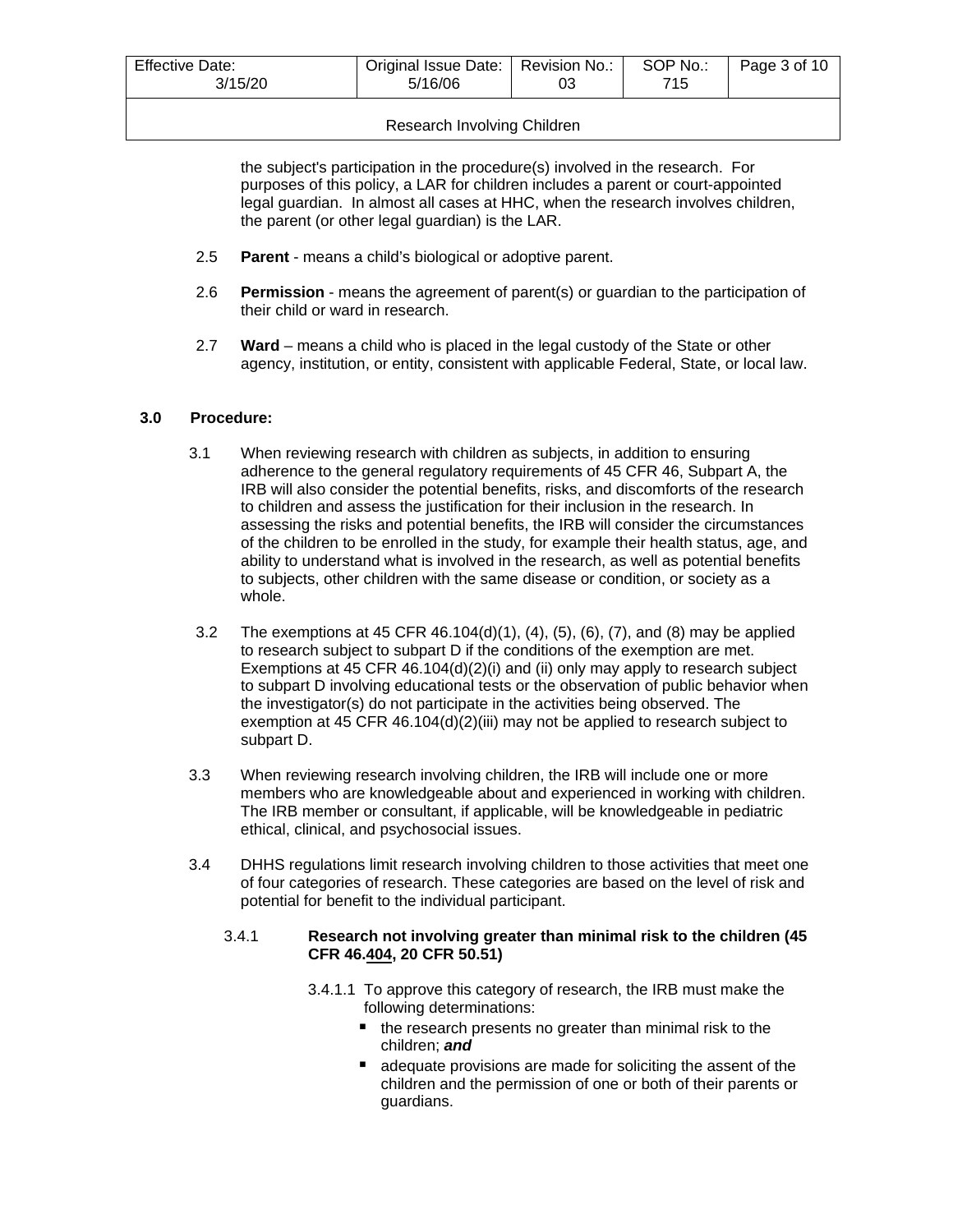the subject's participation in the procedure(s) involved in the research. For purposes of this policy, a LAR for children includes a parent or court-appointed legal guardian. In almost all cases at HHC, when the research involves children, the parent (or other legal guardian) is the LAR.

2.5 **Parent** - means a child's biological or adoptive parent.

2.6 **Permission** - means the agreement of parent(s) or guardian to the participation of their child or ward in research.

2.7 **Ward** – means a child who is placed in the legal custody of the State or other agency, institution, or entity, consistent with applicable Federal, State, or local law.

## 3.0 Procedure:

3.1 When reviewing research with children as subjects, in addition to ensuring adherence to the general regulatory requirements of 45 CFR 46, Subpart A, the IRB will also consider the potential benefits, risks, and discomforts of the research to children and assess the justification for their inclusion in the research. In assessing the risks and potential benefits, the IRB will consider the circumstances of the children to be enrolled in the study, for example their health status, age, and ability to understand what is involved in the research, as well as potential benefits to subjects, other children with the same disease or condition, or society as a whole.

3.2 The exemptions at 45 CFR 46.104(d)(1), (4), (5), (6), (7), and (8) may be applied to research subject to subpart D if the conditions of the exemption are met. Exemptions at 45 CFR 46.104(d)(2)(i) and (ii) only may apply to research subject to subpart D involving educational tests or the observation of public behavior when the investigator(s) do not participate in the activities being observed. The exemption at 45 CFR 46.104(d)(2)(iii) may not be applied to research subject to subpart D.

3.3 When reviewing research involving children, the IRB will include one or more members who are knowledgeable about and experienced in working with children. The IRB member or consultant, if applicable, will be knowledgeable in pediatric ethical, clinical, and psychosocial issues.

3.4 DHHS regulations limit research involving children to those activities that meet one of four categories of research. These categories are based on the level of risk and potential for benefit to the individual participant.

3.4.1 **Research not involving greater than minimal risk to the children (45 CFR 46.404, 20 CFR 50.51)**

3.4.1.1 To approve this category of research, the IRB must make the following determinations:

- the research presents no greater than minimal risk to the children; ***and***
- adequate provisions are made for soliciting the assent of the children and the permission of one or both of their parents or guardians.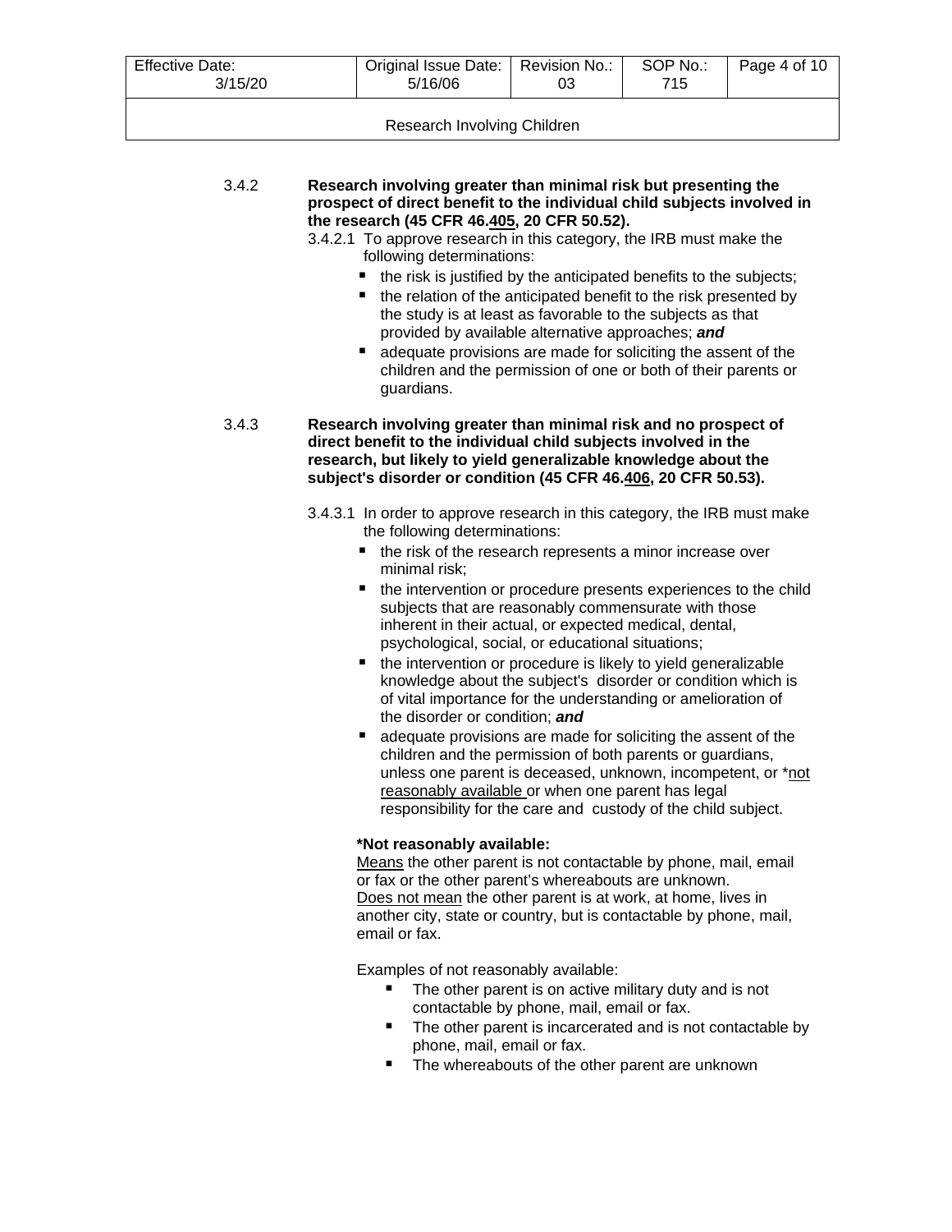3.4.2 **Research involving greater than minimal risk but presenting the prospect of direct benefit to the individual child subjects involved in the research (45 CFR 46.405, 20 CFR 50.52).**

3.4.2.1 To approve research in this category, the IRB must make the following determinations:

- the risk is justified by the anticipated benefits to the subjects;
- the relation of the anticipated benefit to the risk presented by the study is at least as favorable to the subjects as that provided by available alternative approaches; ***and***
- adequate provisions are made for soliciting the assent of the children and the permission of one or both of their parents or guardians.

3.4.3 **Research involving greater than minimal risk and no prospect of direct benefit to the individual child subjects involved in the research, but likely to yield generalizable knowledge about the subject's disorder or condition (45 CFR 46.406, 20 CFR 50.53).**

3.4.3.1 In order to approve research in this category, the IRB must make the following determinations:

- the risk of the research represents a minor increase over minimal risk;
- the intervention or procedure presents experiences to the child subjects that are reasonably commensurate with those inherent in their actual, or expected medical, dental, psychological, social, or educational situations;
- the intervention or procedure is likely to yield generalizable knowledge about the subject's disorder or condition which is of vital importance for the understanding or amelioration of the disorder or condition; ***and***
- adequate provisions are made for soliciting the assent of the children and the permission of both parents or guardians, unless one parent is deceased, unknown, incompetent, or *not reasonably available or when one parent has legal responsibility for the care and custody of the child subject.

**\*Not reasonably available:**
Means the other parent is not contactable by phone, mail, email or fax or the other parent's whereabouts are unknown.
Does not mean the other parent is at work, at home, lives in another city, state or country, but is contactable by phone, mail, email or fax.

Examples of not reasonably available:

- The other parent is on active military duty and is not contactable by phone, mail, email or fax.
- The other parent is incarcerated and is not contactable by phone, mail, email or fax.
- The whereabouts of the other parent are unknown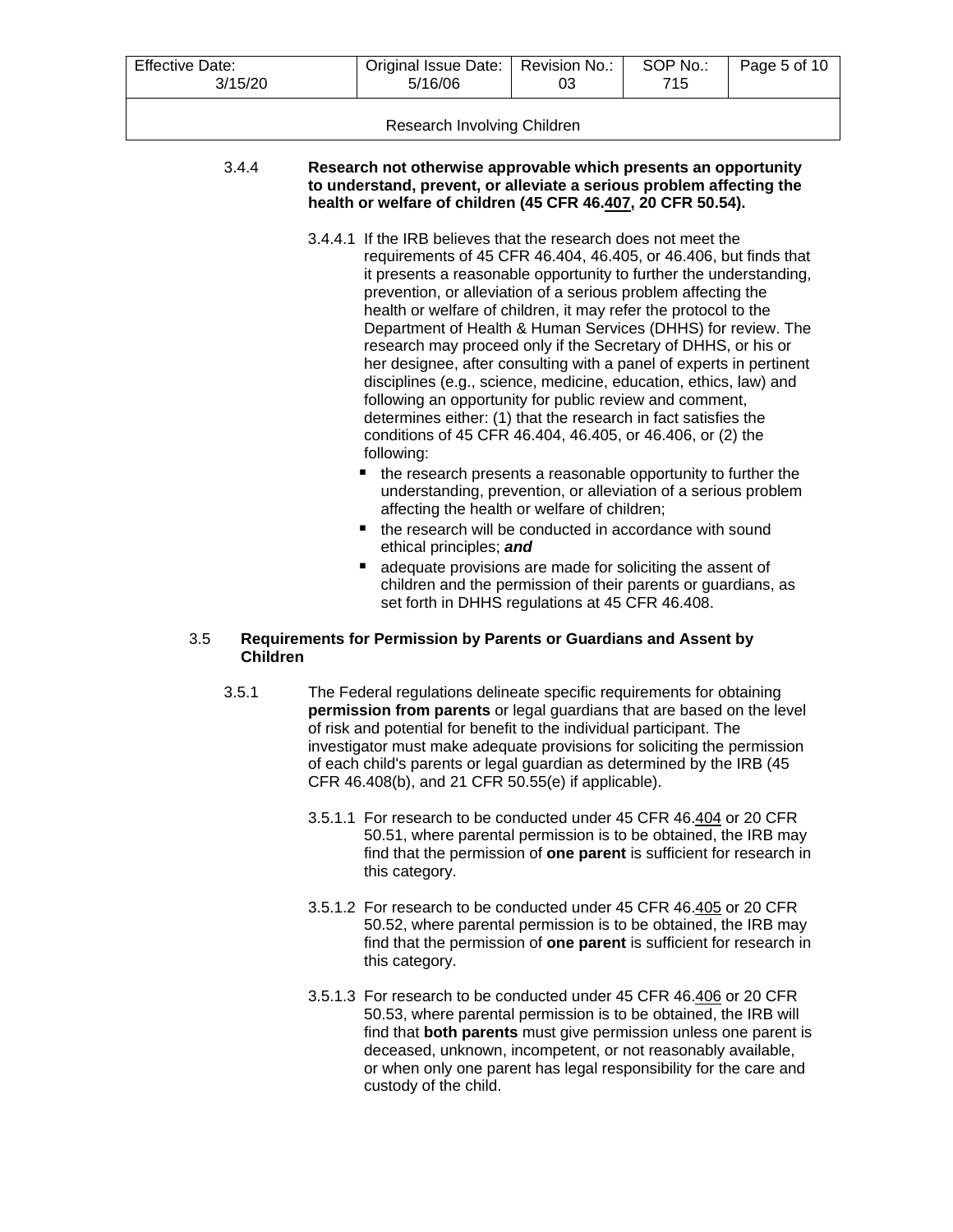#### 3.4.4 Research not otherwise approvable which presents an opportunity to understand, prevent, or alleviate a serious problem affecting the health or welfare of children (45 CFR 46.<u>407</u>, 20 CFR 50.54).

3.4.4.1 If the IRB believes that the research does not meet the requirements of 45 CFR 46.404, 46.405, or 46.406, but finds that it presents a reasonable opportunity to further the understanding, prevention, or alleviation of a serious problem affecting the health or welfare of children, it may refer the protocol to the Department of Health & Human Services (DHHS) for review. The research may proceed only if the Secretary of DHHS, or his or her designee, after consulting with a panel of experts in pertinent disciplines (e.g., science, medicine, education, ethics, law) and following an opportunity for public review and comment, determines either: (1) that the research in fact satisfies the conditions of 45 CFR 46.404, 46.405, or 46.406, or (2) the following:

- the research presents a reasonable opportunity to further the understanding, prevention, or alleviation of a serious problem affecting the health or welfare of children;
- the research will be conducted in accordance with sound ethical principles; ***and***
- adequate provisions are made for soliciting the assent of children and the permission of their parents or guardians, as set forth in DHHS regulations at 45 CFR 46.408.

### 3.5 Requirements for Permission by Parents or Guardians and Assent by Children

3.5.1 The Federal regulations delineate specific requirements for obtaining **permission from parents** or legal guardians that are based on the level of risk and potential for benefit to the individual participant. The investigator must make adequate provisions for soliciting the permission of each child's parents or legal guardian as determined by the IRB (45 CFR 46.408(b), and 21 CFR 50.55(e) if applicable).

3.5.1.1 For research to be conducted under 45 CFR 46.<u>404</u> or 20 CFR 50.51, where parental permission is to be obtained, the IRB may find that the permission of **one parent** is sufficient for research in this category.

3.5.1.2 For research to be conducted under 45 CFR 46.<u>405</u> or 20 CFR 50.52, where parental permission is to be obtained, the IRB may find that the permission of **one parent** is sufficient for research in this category.

3.5.1.3 For research to be conducted under 45 CFR 46.<u>406</u> or 20 CFR 50.53, where parental permission is to be obtained, the IRB will find that **both parents** must give permission unless one parent is deceased, unknown, incompetent, or not reasonably available, or when only one parent has legal responsibility for the care and custody of the child.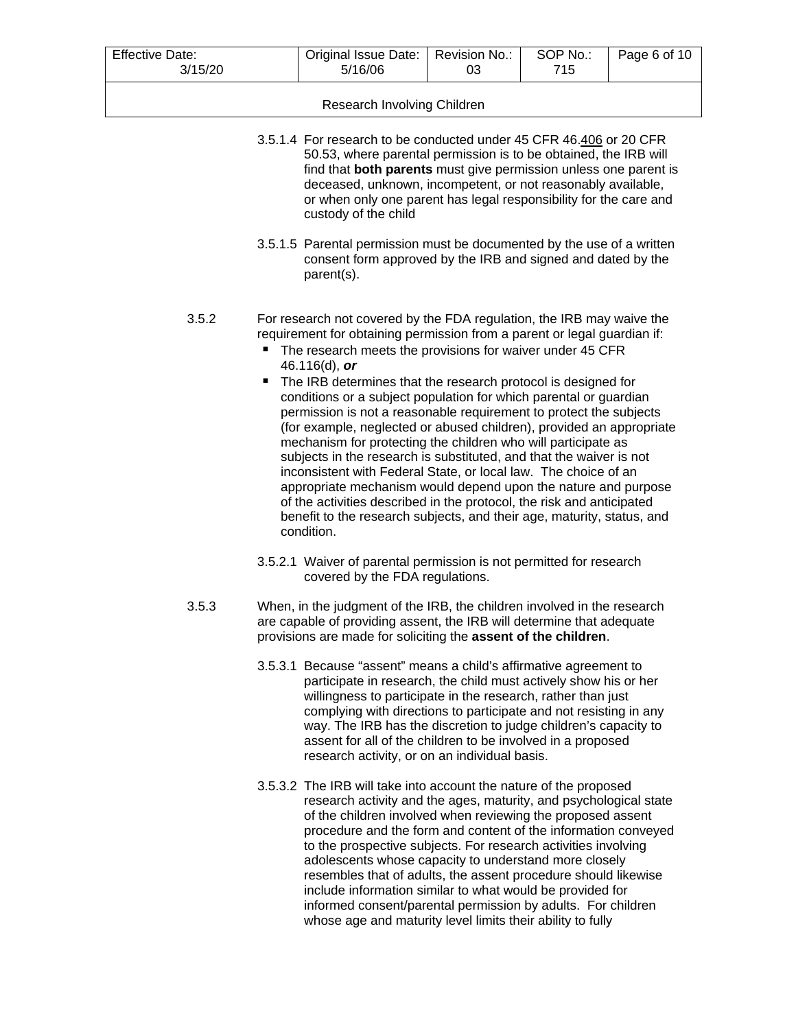3.5.1.4 For research to be conducted under 45 CFR 46.406 or 20 CFR 50.53, where parental permission is to be obtained, the IRB will find that **both parents** must give permission unless one parent is deceased, unknown, incompetent, or not reasonably available, or when only one parent has legal responsibility for the care and custody of the child

3.5.1.5 Parental permission must be documented by the use of a written consent form approved by the IRB and signed and dated by the parent(s).

3.5.2 For research not covered by the FDA regulation, the IRB may waive the requirement for obtaining permission from a parent or legal guardian if:

- The research meets the provisions for waiver under 45 CFR 46.116(d), ***or***
- The IRB determines that the research protocol is designed for conditions or a subject population for which parental or guardian permission is not a reasonable requirement to protect the subjects (for example, neglected or abused children), provided an appropriate mechanism for protecting the children who will participate as subjects in the research is substituted, and that the waiver is not inconsistent with Federal State, or local law. The choice of an appropriate mechanism would depend upon the nature and purpose of the activities described in the protocol, the risk and anticipated benefit to the research subjects, and their age, maturity, status, and condition.

3.5.2.1 Waiver of parental permission is not permitted for research covered by the FDA regulations.

3.5.3 When, in the judgment of the IRB, the children involved in the research are capable of providing assent, the IRB will determine that adequate provisions are made for soliciting the **assent of the children**.

3.5.3.1 Because “assent” means a child’s affirmative agreement to participate in research, the child must actively show his or her willingness to participate in the research, rather than just complying with directions to participate and not resisting in any way. The IRB has the discretion to judge children’s capacity to assent for all of the children to be involved in a proposed research activity, or on an individual basis.

3.5.3.2 The IRB will take into account the nature of the proposed research activity and the ages, maturity, and psychological state of the children involved when reviewing the proposed assent procedure and the form and content of the information conveyed to the prospective subjects. For research activities involving adolescents whose capacity to understand more closely resembles that of adults, the assent procedure should likewise include information similar to what would be provided for informed consent/parental permission by adults. For children whose age and maturity level limits their ability to fully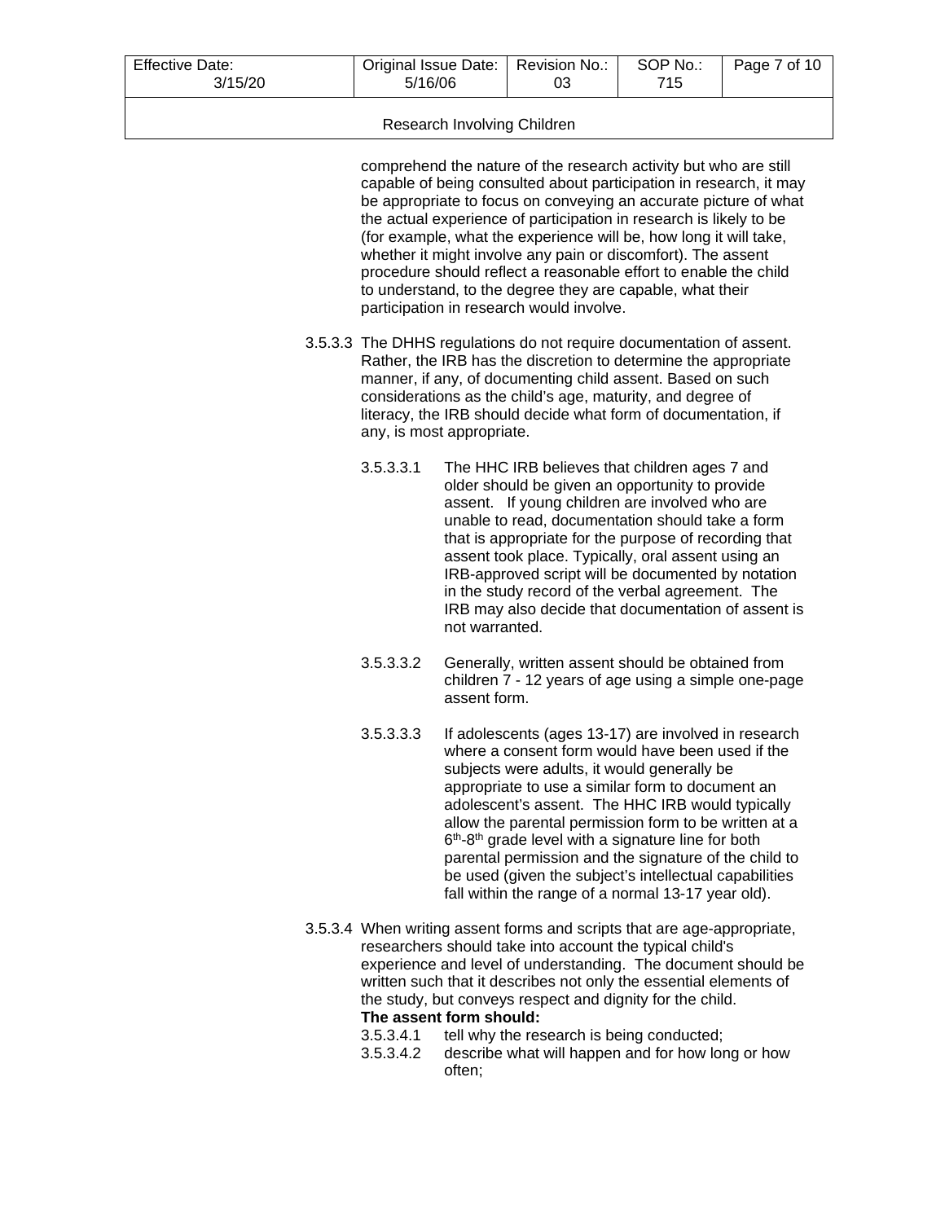comprehend the nature of the research activity but who are still capable of being consulted about participation in research, it may be appropriate to focus on conveying an accurate picture of what the actual experience of participation in research is likely to be (for example, what the experience will be, how long it will take, whether it might involve any pain or discomfort). The assent procedure should reflect a reasonable effort to enable the child to understand, to the degree they are capable, what their participation in research would involve.

3.5.3.3 The DHHS regulations do not require documentation of assent. Rather, the IRB has the discretion to determine the appropriate manner, if any, of documenting child assent. Based on such considerations as the child's age, maturity, and degree of literacy, the IRB should decide what form of documentation, if any, is most appropriate.

3.5.3.3.1 The HHC IRB believes that children ages 7 and older should be given an opportunity to provide assent. If young children are involved who are unable to read, documentation should take a form that is appropriate for the purpose of recording that assent took place. Typically, oral assent using an IRB-approved script will be documented by notation in the study record of the verbal agreement. The IRB may also decide that documentation of assent is not warranted.

3.5.3.3.2 Generally, written assent should be obtained from children 7 - 12 years of age using a simple one-page assent form.

3.5.3.3.3 If adolescents (ages 13-17) are involved in research where a consent form would have been used if the subjects were adults, it would generally be appropriate to use a similar form to document an adolescent's assent. The HHC IRB would typically allow the parental permission form to be written at a 6th-8th grade level with a signature line for both parental permission and the signature of the child to be used (given the subject's intellectual capabilities fall within the range of a normal 13-17 year old).

3.5.3.4 When writing assent forms and scripts that are age-appropriate, researchers should take into account the typical child's experience and level of understanding. The document should be written such that it describes not only the essential elements of the study, but conveys respect and dignity for the child.

**The assent form should:**

3.5.3.4.1 tell why the research is being conducted;

3.5.3.4.2 describe what will happen and for how long or how often;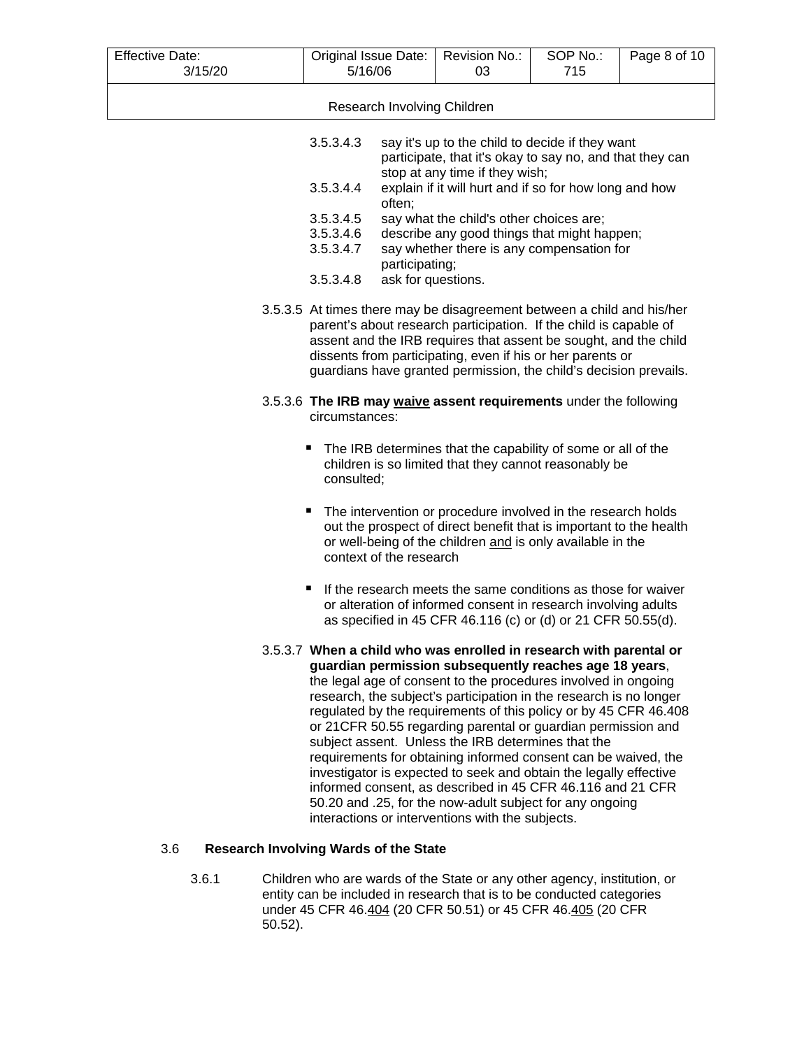3.5.3.4.3 say it's up to the child to decide if they want participate, that it's okay to say no, and that they can stop at any time if they wish;

3.5.3.4.4 explain if it will hurt and if so for how long and how often;

3.5.3.4.5 say what the child's other choices are;

3.5.3.4.6 describe any good things that might happen;

3.5.3.4.7 say whether there is any compensation for participating;

3.5.3.4.8 ask for questions.

3.5.3.5 At times there may be disagreement between a child and his/her parent's about research participation. If the child is capable of assent and the IRB requires that assent be sought, and the child dissents from participating, even if his or her parents or guardians have granted permission, the child's decision prevails.

3.5.3.6 **The IRB may <u>waive</u> assent requirements** under the following circumstances:

- The IRB determines that the capability of some or all of the children is so limited that they cannot reasonably be consulted;

- The intervention or procedure involved in the research holds out the prospect of direct benefit that is important to the health or well-being of the children <u>and</u> is only available in the context of the research

- If the research meets the same conditions as those for waiver or alteration of informed consent in research involving adults as specified in 45 CFR 46.116 (c) or (d) or 21 CFR 50.55(d).

3.5.3.7 **When a child who was enrolled in research with parental or guardian permission subsequently reaches age 18 years**, the legal age of consent to the procedures involved in ongoing research, the subject's participation in the research is no longer regulated by the requirements of this policy or by 45 CFR 46.408 or 21CFR 50.55 regarding parental or guardian permission and subject assent. Unless the IRB determines that the requirements for obtaining informed consent can be waived, the investigator is expected to seek and obtain the legally effective informed consent, as described in 45 CFR 46.116 and 21 CFR 50.20 and .25, for the now-adult subject for any ongoing interactions or interventions with the subjects.

## 3.6 Research Involving Wards of the State

3.6.1 Children who are wards of the State or any other agency, institution, or entity can be included in research that is to be conducted categories under 45 CFR 46.<u>404</u> (20 CFR 50.51) or 45 CFR 46.<u>405</u> (20 CFR 50.52).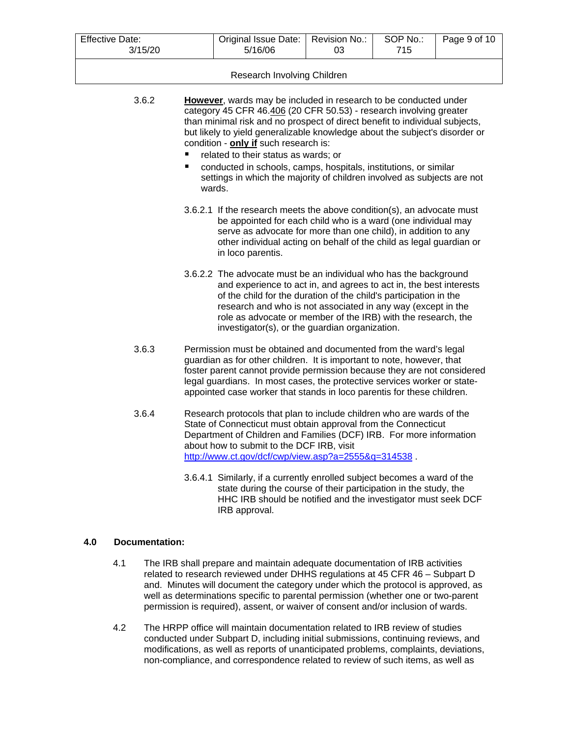3.6.2 **However**, wards may be included in research to be conducted under category 45 CFR 46.406 (20 CFR 50.53) - research involving greater than minimal risk and no prospect of direct benefit to individual subjects, but likely to yield generalizable knowledge about the subject's disorder or condition - **only if** such research is:

- related to their status as wards; or
- conducted in schools, camps, hospitals, institutions, or similar settings in which the majority of children involved as subjects are not wards.

3.6.2.1 If the research meets the above condition(s), an advocate must be appointed for each child who is a ward (one individual may serve as advocate for more than one child), in addition to any other individual acting on behalf of the child as legal guardian or in loco parentis.

3.6.2.2 The advocate must be an individual who has the background and experience to act in, and agrees to act in, the best interests of the child for the duration of the child's participation in the research and who is not associated in any way (except in the role as advocate or member of the IRB) with the research, the investigator(s), or the guardian organization.

3.6.3 Permission must be obtained and documented from the ward's legal guardian as for other children. It is important to note, however, that foster parent cannot provide permission because they are not considered legal guardians. In most cases, the protective services worker or state-appointed case worker that stands in loco parentis for these children.

3.6.4 Research protocols that plan to include children who are wards of the State of Connecticut must obtain approval from the Connecticut Department of Children and Families (DCF) IRB. For more information about how to submit to the DCF IRB, visit http://www.ct.gov/dcf/cwp/view.asp?a=2555&q=314538 .

3.6.4.1 Similarly, if a currently enrolled subject becomes a ward of the state during the course of their participation in the study, the HHC IRB should be notified and the investigator must seek DCF IRB approval.

## 4.0 Documentation:

4.1 The IRB shall prepare and maintain adequate documentation of IRB activities related to research reviewed under DHHS regulations at 45 CFR 46 – Subpart D and. Minutes will document the category under which the protocol is approved, as well as determinations specific to parental permission (whether one or two-parent permission is required), assent, or waiver of consent and/or inclusion of wards.

4.2 The HRPP office will maintain documentation related to IRB review of studies conducted under Subpart D, including initial submissions, continuing reviews, and modifications, as well as reports of unanticipated problems, complaints, deviations, non-compliance, and correspondence related to review of such items, as well as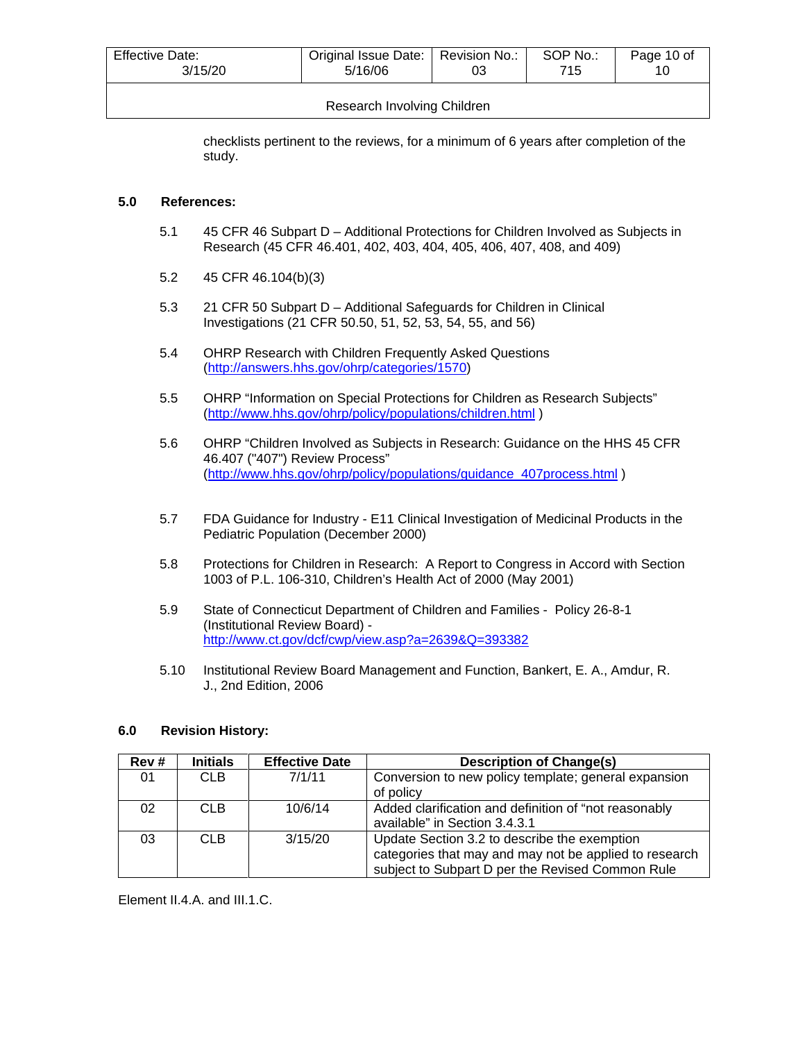checklists pertinent to the reviews, for a minimum of 6 years after completion of the study.

## 5.0 References:

5.1 45 CFR 46 Subpart D – Additional Protections for Children Involved as Subjects in Research (45 CFR 46.401, 402, 403, 404, 405, 406, 407, 408, and 409)

5.2 45 CFR 46.104(b)(3)

5.3 21 CFR 50 Subpart D – Additional Safeguards for Children in Clinical Investigations (21 CFR 50.50, 51, 52, 53, 54, 55, and 56)

5.4 OHRP Research with Children Frequently Asked Questions (http://answers.hhs.gov/ohrp/categories/1570)

5.5 OHRP "Information on Special Protections for Children as Research Subjects" (http://www.hhs.gov/ohrp/policy/populations/children.html )

5.6 OHRP "Children Involved as Subjects in Research: Guidance on the HHS 45 CFR 46.407 ("407") Review Process" (http://www.hhs.gov/ohrp/policy/populations/guidance_407process.html )

5.7 FDA Guidance for Industry - E11 Clinical Investigation of Medicinal Products in the Pediatric Population (December 2000)

5.8 Protections for Children in Research: A Report to Congress in Accord with Section 1003 of P.L. 106-310, Children's Health Act of 2000 (May 2001)

5.9 State of Connecticut Department of Children and Families - Policy 26-8-1 (Institutional Review Board) - http://www.ct.gov/dcf/cwp/view.asp?a=2639&Q=393382

5.10 Institutional Review Board Management and Function, Bankert, E. A., Amdur, R. J., 2nd Edition, 2006

## 6.0 Revision History:

| Rev # | Initials | Effective Date | Description of Change(s) |
|---|---|---|---|
| 01 | CLB | 7/1/11 | Conversion to new policy template; general expansion of policy |
| 02 | CLB | 10/6/14 | Added clarification and definition of "not reasonably available" in Section 3.4.3.1 |
| 03 | CLB | 3/15/20 | Update Section 3.2 to describe the exemption categories that may and may not be applied to research subject to Subpart D per the Revised Common Rule |

Element II.4.A. and III.1.C.